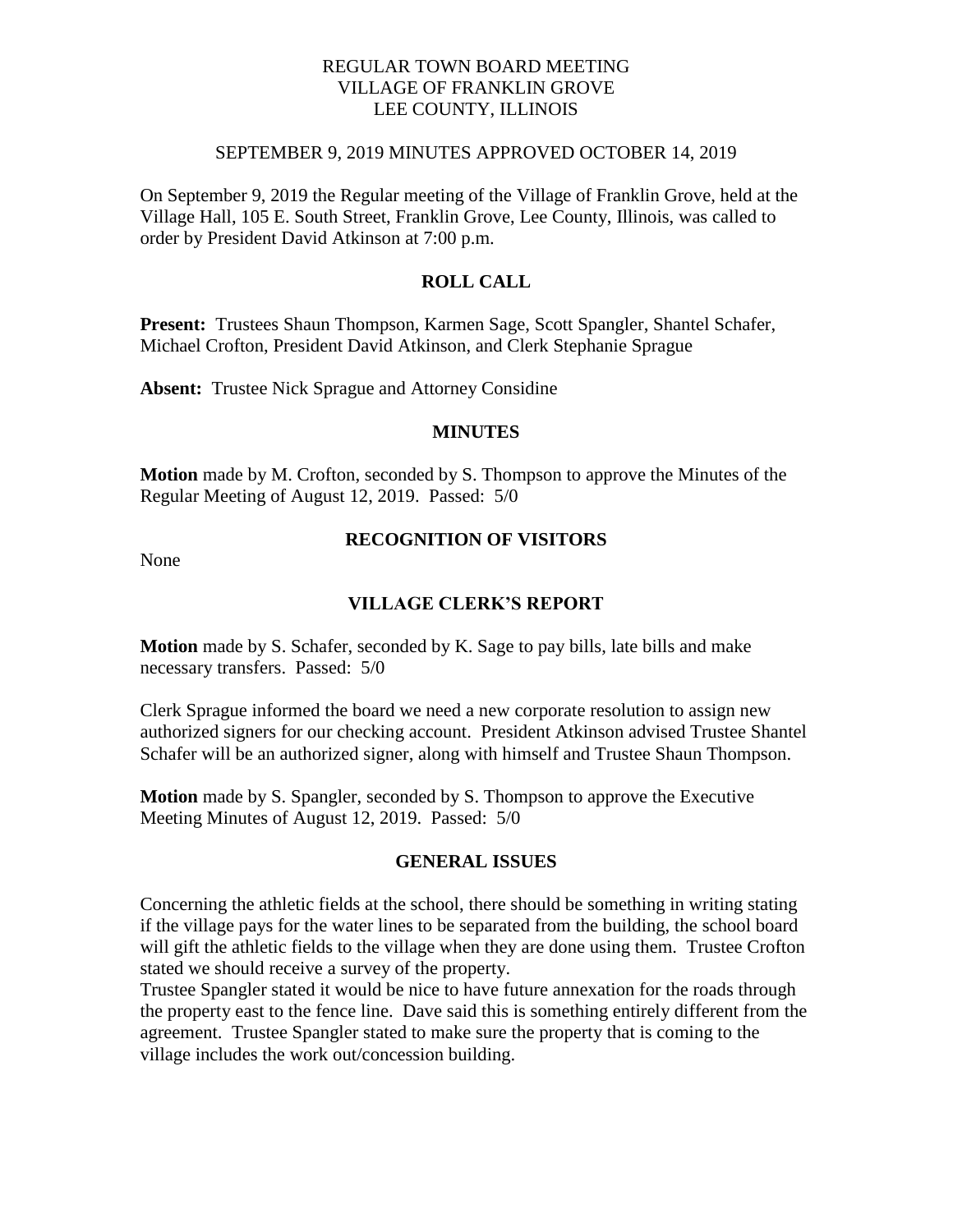REGULAR TOWN BOARD MEETING
VILLAGE OF FRANKLIN GROVE
LEE COUNTY, ILLINOIS

SEPTEMBER 9, 2019 MINUTES APPROVED OCTOBER 14, 2019

On September 9, 2019 the Regular meeting of the Village of Franklin Grove, held at the Village Hall, 105 E. South Street, Franklin Grove, Lee County, Illinois, was called to order by President David Atkinson at 7:00 p.m.

## ROLL CALL

**Present:** Trustees Shaun Thompson, Karmen Sage, Scott Spangler, Shantel Schafer, Michael Crofton, President David Atkinson, and Clerk Stephanie Sprague

**Absent:** Trustee Nick Sprague and Attorney Considine

## MINUTES

**Motion** made by M. Crofton, seconded by S. Thompson to approve the Minutes of the Regular Meeting of August 12, 2019. Passed: 5/0

## RECOGNITION OF VISITORS

None

## VILLAGE CLERK'S REPORT

**Motion** made by S. Schafer, seconded by K. Sage to pay bills, late bills and make necessary transfers. Passed: 5/0

Clerk Sprague informed the board we need a new corporate resolution to assign new authorized signers for our checking account. President Atkinson advised Trustee Shantel Schafer will be an authorized signer, along with himself and Trustee Shaun Thompson.

**Motion** made by S. Spangler, seconded by S. Thompson to approve the Executive Meeting Minutes of August 12, 2019. Passed: 5/0

## GENERAL ISSUES

Concerning the athletic fields at the school, there should be something in writing stating if the village pays for the water lines to be separated from the building, the school board will gift the athletic fields to the village when they are done using them. Trustee Crofton stated we should receive a survey of the property.

Trustee Spangler stated it would be nice to have future annexation for the roads through the property east to the fence line. Dave said this is something entirely different from the agreement. Trustee Spangler stated to make sure the property that is coming to the village includes the work out/concession building.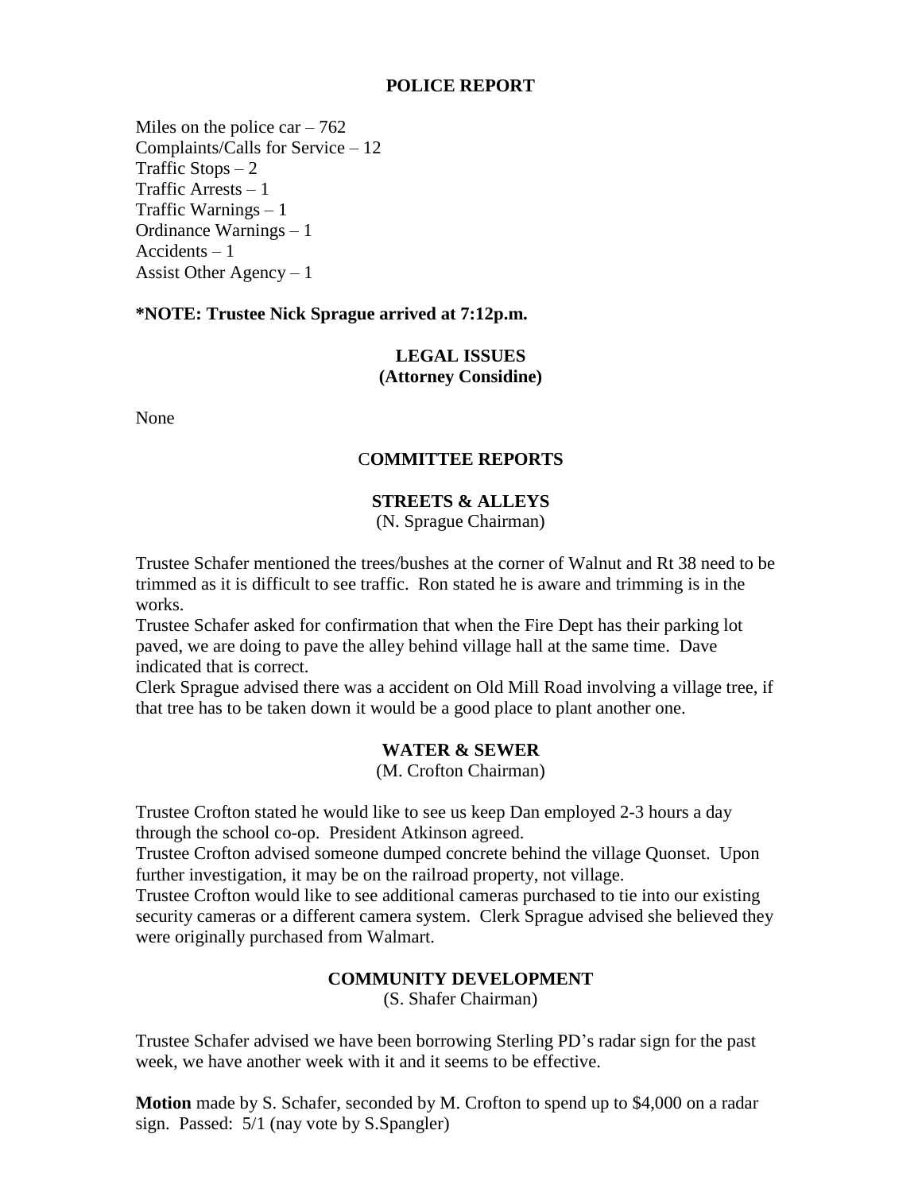## POLICE REPORT

Miles on the police car – 762
Complaints/Calls for Service – 12
Traffic Stops – 2
Traffic Arrests – 1
Traffic Warnings – 1
Ordinance Warnings – 1
Accidents – 1
Assist Other Agency – 1

**\*NOTE: Trustee Nick Sprague arrived at 7:12p.m.**

## LEGAL ISSUES
## (Attorney Considine)

None

## COMMITTEE REPORTS

### STREETS & ALLEYS
(N. Sprague Chairman)

Trustee Schafer mentioned the trees/bushes at the corner of Walnut and Rt 38 need to be trimmed as it is difficult to see traffic. Ron stated he is aware and trimming is in the works.
Trustee Schafer asked for confirmation that when the Fire Dept has their parking lot paved, we are doing to pave the alley behind village hall at the same time. Dave indicated that is correct.
Clerk Sprague advised there was a accident on Old Mill Road involving a village tree, if that tree has to be taken down it would be a good place to plant another one.

### WATER & SEWER
(M. Crofton Chairman)

Trustee Crofton stated he would like to see us keep Dan employed 2-3 hours a day through the school co-op. President Atkinson agreed.
Trustee Crofton advised someone dumped concrete behind the village Quonset. Upon further investigation, it may be on the railroad property, not village.
Trustee Crofton would like to see additional cameras purchased to tie into our existing security cameras or a different camera system. Clerk Sprague advised she believed they were originally purchased from Walmart.

### COMMUNITY DEVELOPMENT
(S. Shafer Chairman)

Trustee Schafer advised we have been borrowing Sterling PD's radar sign for the past week, we have another week with it and it seems to be effective.

**Motion** made by S. Schafer, seconded by M. Crofton to spend up to $4,000 on a radar sign. Passed: 5/1 (nay vote by S.Spangler)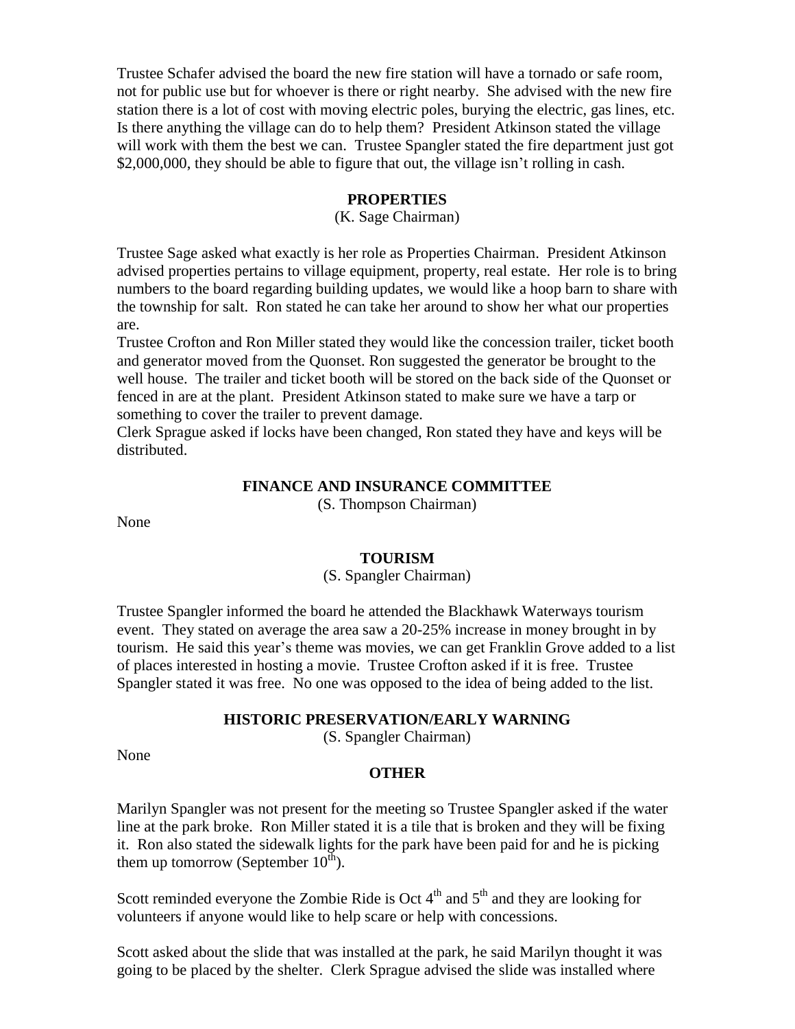Trustee Schafer advised the board the new fire station will have a tornado or safe room, not for public use but for whoever is there or right nearby. She advised with the new fire station there is a lot of cost with moving electric poles, burying the electric, gas lines, etc. Is there anything the village can do to help them? President Atkinson stated the village will work with them the best we can. Trustee Spangler stated the fire department just got $2,000,000, they should be able to figure that out, the village isn't rolling in cash.

**PROPERTIES**

(K. Sage Chairman)

Trustee Sage asked what exactly is her role as Properties Chairman. President Atkinson advised properties pertains to village equipment, property, real estate. Her role is to bring numbers to the board regarding building updates, we would like a hoop barn to share with the township for salt. Ron stated he can take her around to show her what our properties are.

Trustee Crofton and Ron Miller stated they would like the concession trailer, ticket booth and generator moved from the Quonset. Ron suggested the generator be brought to the well house. The trailer and ticket booth will be stored on the back side of the Quonset or fenced in are at the plant. President Atkinson stated to make sure we have a tarp or something to cover the trailer to prevent damage.

Clerk Sprague asked if locks have been changed, Ron stated they have and keys will be distributed.

**FINANCE AND INSURANCE COMMITTEE**

(S. Thompson Chairman)

None

**TOURISM**

(S. Spangler Chairman)

Trustee Spangler informed the board he attended the Blackhawk Waterways tourism event. They stated on average the area saw a 20-25% increase in money brought in by tourism. He said this year's theme was movies, we can get Franklin Grove added to a list of places interested in hosting a movie. Trustee Crofton asked if it is free. Trustee Spangler stated it was free. No one was opposed to the idea of being added to the list.

**HISTORIC PRESERVATION/EARLY WARNING**

(S. Spangler Chairman)

None

**OTHER**

Marilyn Spangler was not present for the meeting so Trustee Spangler asked if the water line at the park broke. Ron Miller stated it is a tile that is broken and they will be fixing it. Ron also stated the sidewalk lights for the park have been paid for and he is picking them up tomorrow (September 10th).

Scott reminded everyone the Zombie Ride is Oct 4th and 5th and they are looking for volunteers if anyone would like to help scare or help with concessions.

Scott asked about the slide that was installed at the park, he said Marilyn thought it was going to be placed by the shelter. Clerk Sprague advised the slide was installed where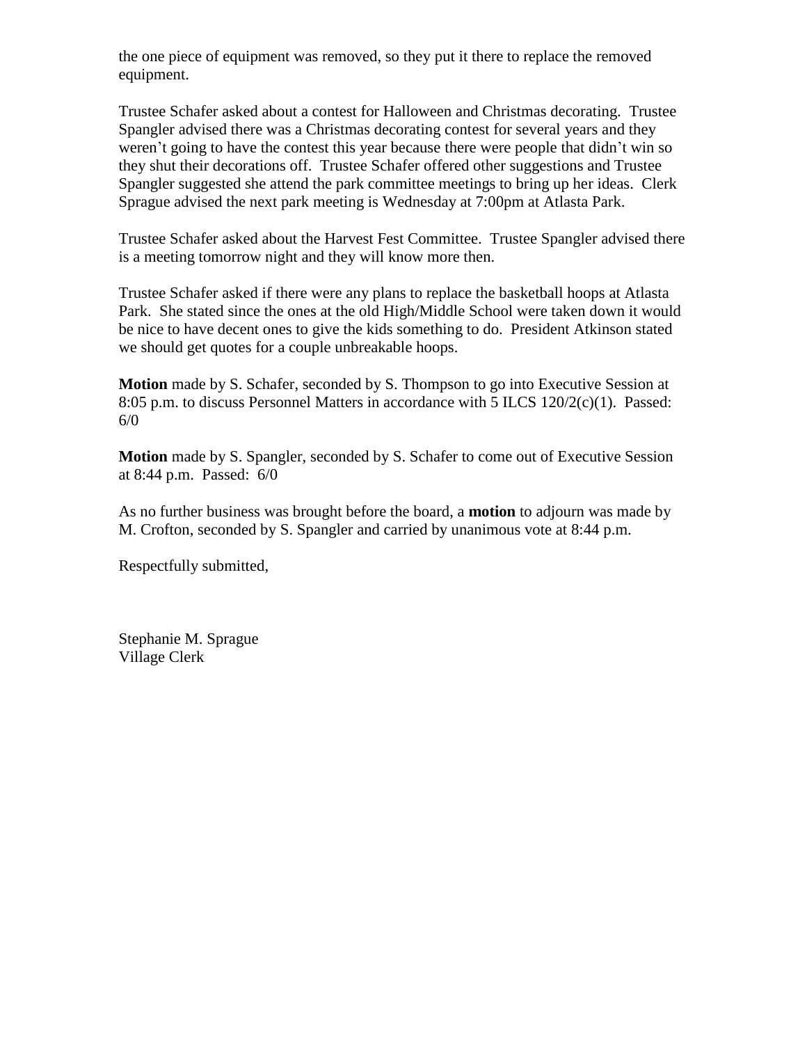the one piece of equipment was removed, so they put it there to replace the removed equipment.

Trustee Schafer asked about a contest for Halloween and Christmas decorating. Trustee Spangler advised there was a Christmas decorating contest for several years and they weren't going to have the contest this year because there were people that didn't win so they shut their decorations off. Trustee Schafer offered other suggestions and Trustee Spangler suggested she attend the park committee meetings to bring up her ideas. Clerk Sprague advised the next park meeting is Wednesday at 7:00pm at Atlasta Park.

Trustee Schafer asked about the Harvest Fest Committee. Trustee Spangler advised there is a meeting tomorrow night and they will know more then.

Trustee Schafer asked if there were any plans to replace the basketball hoops at Atlasta Park. She stated since the ones at the old High/Middle School were taken down it would be nice to have decent ones to give the kids something to do. President Atkinson stated we should get quotes for a couple unbreakable hoops.

**Motion** made by S. Schafer, seconded by S. Thompson to go into Executive Session at 8:05 p.m. to discuss Personnel Matters in accordance with 5 ILCS 120/2(c)(1). Passed: 6/0

**Motion** made by S. Spangler, seconded by S. Schafer to come out of Executive Session at 8:44 p.m. Passed: 6/0

As no further business was brought before the board, a **motion** to adjourn was made by M. Crofton, seconded by S. Spangler and carried by unanimous vote at 8:44 p.m.

Respectfully submitted,

Stephanie M. Sprague
Village Clerk